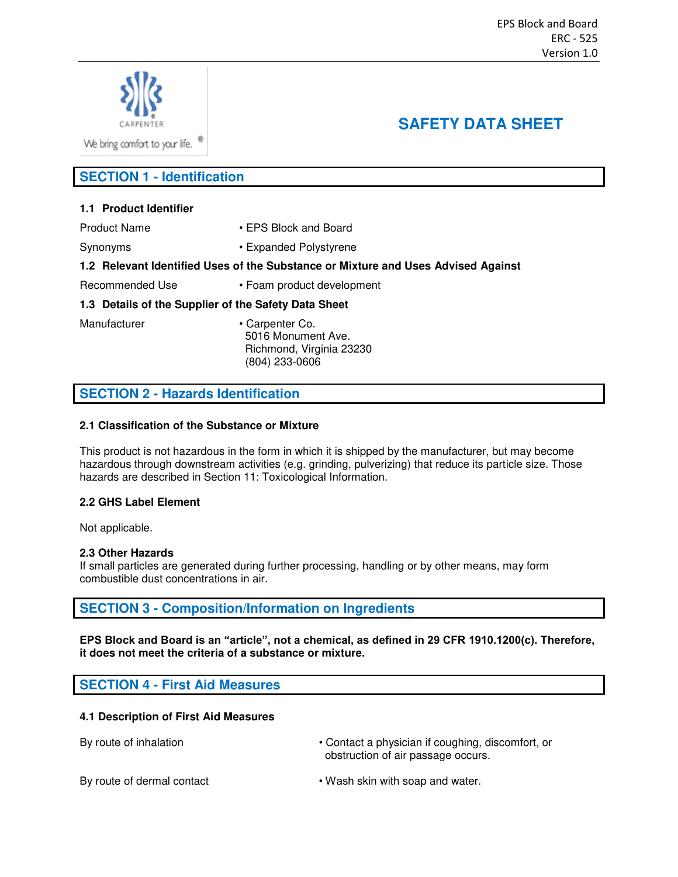# SAFETY DATA SHEET

## SECTION 1 - Identification

### 1.1 Product Identifier

| | |
|---|---|
| Product Name | • EPS Block and Board |
| Synonyms | • Expanded Polystyrene |

### 1.2 Relevant Identified Uses of the Substance or Mixture and Uses Advised Against

| | |
|---|---|
| Recommended Use | • Foam product development |

### 1.3 Details of the Supplier of the Safety Data Sheet

| | |
|---|---|
| Manufacturer | • Carpenter Co.<br>5016 Monument Ave.<br>Richmond, Virginia 23230<br>(804) 233-0606 |

## SECTION 2 - Hazards Identification

### 2.1 Classification of the Substance or Mixture

This product is not hazardous in the form in which it is shipped by the manufacturer, but may become hazardous through downstream activities (e.g. grinding, pulverizing) that reduce its particle size. Those hazards are described in Section 11: Toxicological Information.

### 2.2 GHS Label Element

Not applicable.

### 2.3 Other Hazards

If small particles are generated during further processing, handling or by other means, may form combustible dust concentrations in air.

## SECTION 3 - Composition/Information on Ingredients

**EPS Block and Board is an "article", not a chemical, as defined in 29 CFR 1910.1200(c). Therefore, it does not meet the criteria of a substance or mixture.**

## SECTION 4 - First Aid Measures

### 4.1 Description of First Aid Measures

| | |
|---|---|
| By route of inhalation | • Contact a physician if coughing, discomfort, or obstruction of air passage occurs. |
| By route of dermal contact | • Wash skin with soap and water. |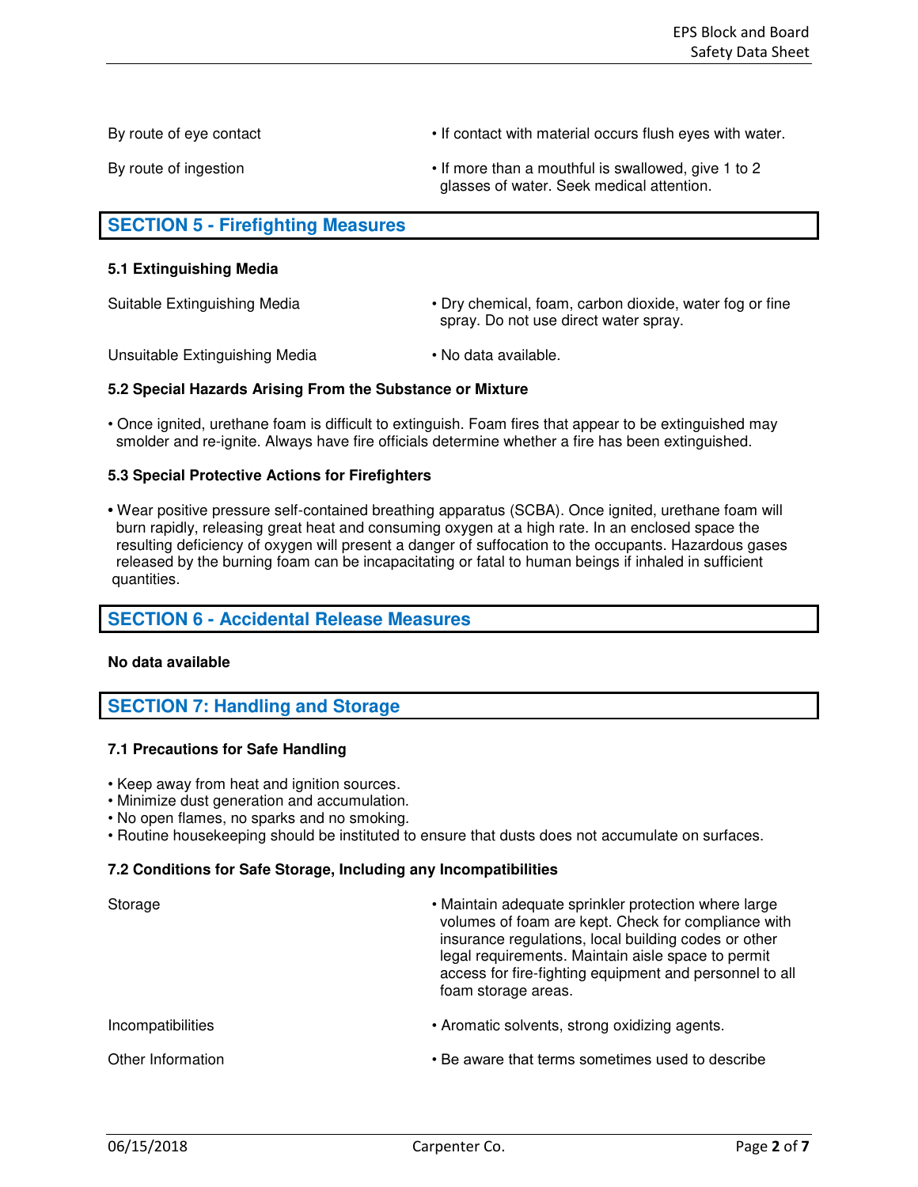| | |
|---|---|
| By route of eye contact | • If contact with material occurs flush eyes with water. |
| By route of ingestion | • If more than a mouthful is swallowed, give 1 to 2 glasses of water. Seek medical attention. |

## SECTION 5 - Firefighting Measures

### 5.1 Extinguishing Media

| | |
|---|---|
| Suitable Extinguishing Media | • Dry chemical, foam, carbon dioxide, water fog or fine spray. Do not use direct water spray. |
| Unsuitable Extinguishing Media | • No data available. |

### 5.2 Special Hazards Arising From the Substance or Mixture

- Once ignited, urethane foam is difficult to extinguish. Foam fires that appear to be extinguished may smolder and re-ignite. Always have fire officials determine whether a fire has been extinguished.

### 5.3 Special Protective Actions for Firefighters

- Wear positive pressure self-contained breathing apparatus (SCBA). Once ignited, urethane foam will burn rapidly, releasing great heat and consuming oxygen at a high rate. In an enclosed space the resulting deficiency of oxygen will present a danger of suffocation to the occupants. Hazardous gases released by the burning foam can be incapacitating or fatal to human beings if inhaled in sufficient quantities.

## SECTION 6 - Accidental Release Measures

**No data available**

## SECTION 7: Handling and Storage

### 7.1 Precautions for Safe Handling

- Keep away from heat and ignition sources.
- Minimize dust generation and accumulation.
- No open flames, no sparks and no smoking.
- Routine housekeeping should be instituted to ensure that dusts does not accumulate on surfaces.

### 7.2 Conditions for Safe Storage, Including any Incompatibilities

| | |
|---|---|
| Storage | • Maintain adequate sprinkler protection where large volumes of foam are kept. Check for compliance with insurance regulations, local building codes or other legal requirements. Maintain aisle space to permit access for fire-fighting equipment and personnel to all foam storage areas. |
| Incompatibilities | • Aromatic solvents, strong oxidizing agents. |
| Other Information | • Be aware that terms sometimes used to describe |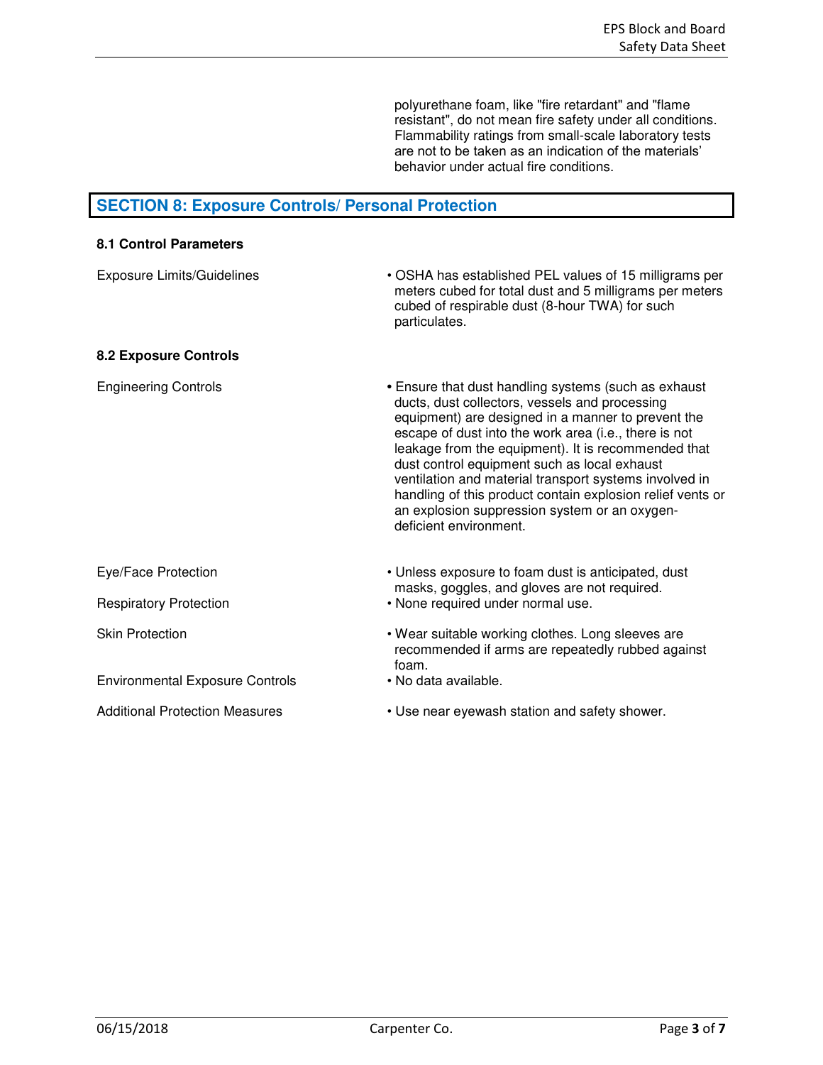polyurethane foam, like "fire retardant" and "flame resistant", do not mean fire safety under all conditions. Flammability ratings from small-scale laboratory tests are not to be taken as an indication of the materials' behavior under actual fire conditions.

## SECTION 8: Exposure Controls/ Personal Protection

### 8.1 Control Parameters

| | |
|---|---|
| Exposure Limits/Guidelines | • OSHA has established PEL values of 15 milligrams per meters cubed for total dust and 5 milligrams per meters cubed of respirable dust (8-hour TWA) for such particulates. |

### 8.2 Exposure Controls

| | |
|---|---|
| Engineering Controls | • Ensure that dust handling systems (such as exhaust ducts, dust collectors, vessels and processing equipment) are designed in a manner to prevent the escape of dust into the work area (i.e., there is not leakage from the equipment). It is recommended that dust control equipment such as local exhaust ventilation and material transport systems involved in handling of this product contain explosion relief vents or an explosion suppression system or an oxygen-deficient environment. |
| Eye/Face Protection | • Unless exposure to foam dust is anticipated, dust masks, goggles, and gloves are not required. |
| Respiratory Protection | • None required under normal use. |
| Skin Protection | • Wear suitable working clothes. Long sleeves are recommended if arms are repeatedly rubbed against foam. |
| Environmental Exposure Controls | • No data available. |
| Additional Protection Measures | • Use near eyewash station and safety shower. |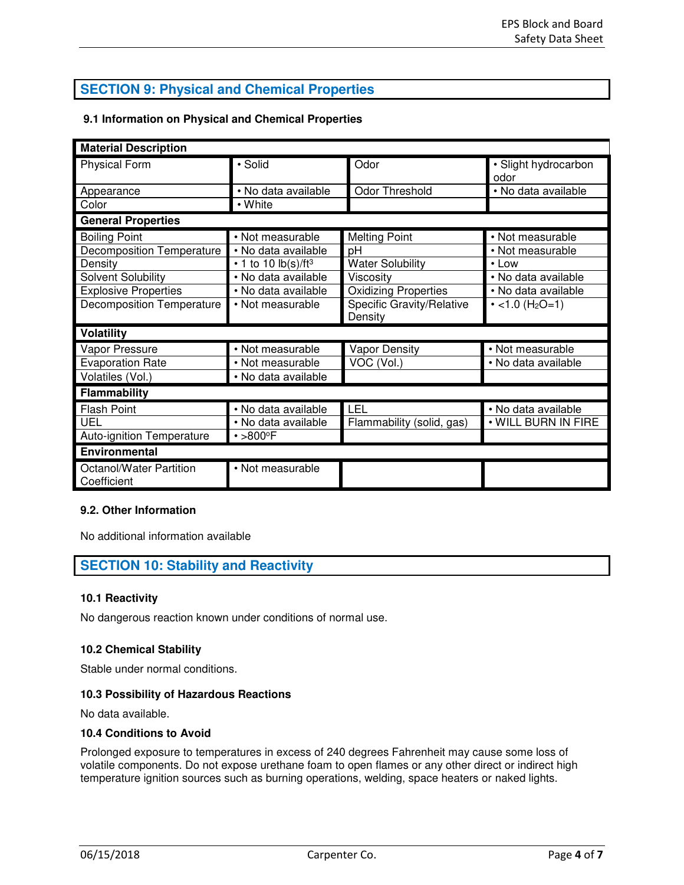## SECTION 9: Physical and Chemical Properties

### 9.1 Information on Physical and Chemical Properties

| Material Description | | | |
|---|---|---|---|
| Physical Form | • Solid | Odor | • Slight hydrocarbon odor |
| Appearance | • No data available | Odor Threshold | • No data available |
| Color | • White | | |
| **General Properties** | | | |
| Boiling Point | • Not measurable | Melting Point | • Not measurable |
| Decomposition Temperature | • No data available | pH | • Not measurable |
| Density | • 1 to 10 lb(s)/ft$^3$ | Water Solubility | • Low |
| Solvent Solubility | • No data available | Viscosity | • No data available |
| Explosive Properties | • No data available | Oxidizing Properties | • No data available |
| Decomposition Temperature | • Not measurable | Specific Gravity/Relative Density | • <1.0 ($H_2O$=1) |
| **Volatility** | | | |
| Vapor Pressure | • Not measurable | Vapor Density | • Not measurable |
| Evaporation Rate | • Not measurable | VOC (Vol.) | • No data available |
| Volatiles (Vol.) | • No data available | | |
| **Flammability** | | | |
| Flash Point | • No data available | LEL | • No data available |
| UEL | • No data available | Flammability (solid, gas) | • WILL BURN IN FIRE |
| Auto-ignition Temperature | • >800$^o$F | | |
| **Environmental** | | | |
| Octanol/Water Partition Coefficient | • Not measurable | | |

### 9.2. Other Information

No additional information available

## SECTION 10: Stability and Reactivity

### 10.1 Reactivity

No dangerous reaction known under conditions of normal use.

### 10.2 Chemical Stability

Stable under normal conditions.

### 10.3 Possibility of Hazardous Reactions

No data available.

### 10.4 Conditions to Avoid

Prolonged exposure to temperatures in excess of 240 degrees Fahrenheit may cause some loss of volatile components. Do not expose urethane foam to open flames or any other direct or indirect high temperature ignition sources such as burning operations, welding, space heaters or naked lights.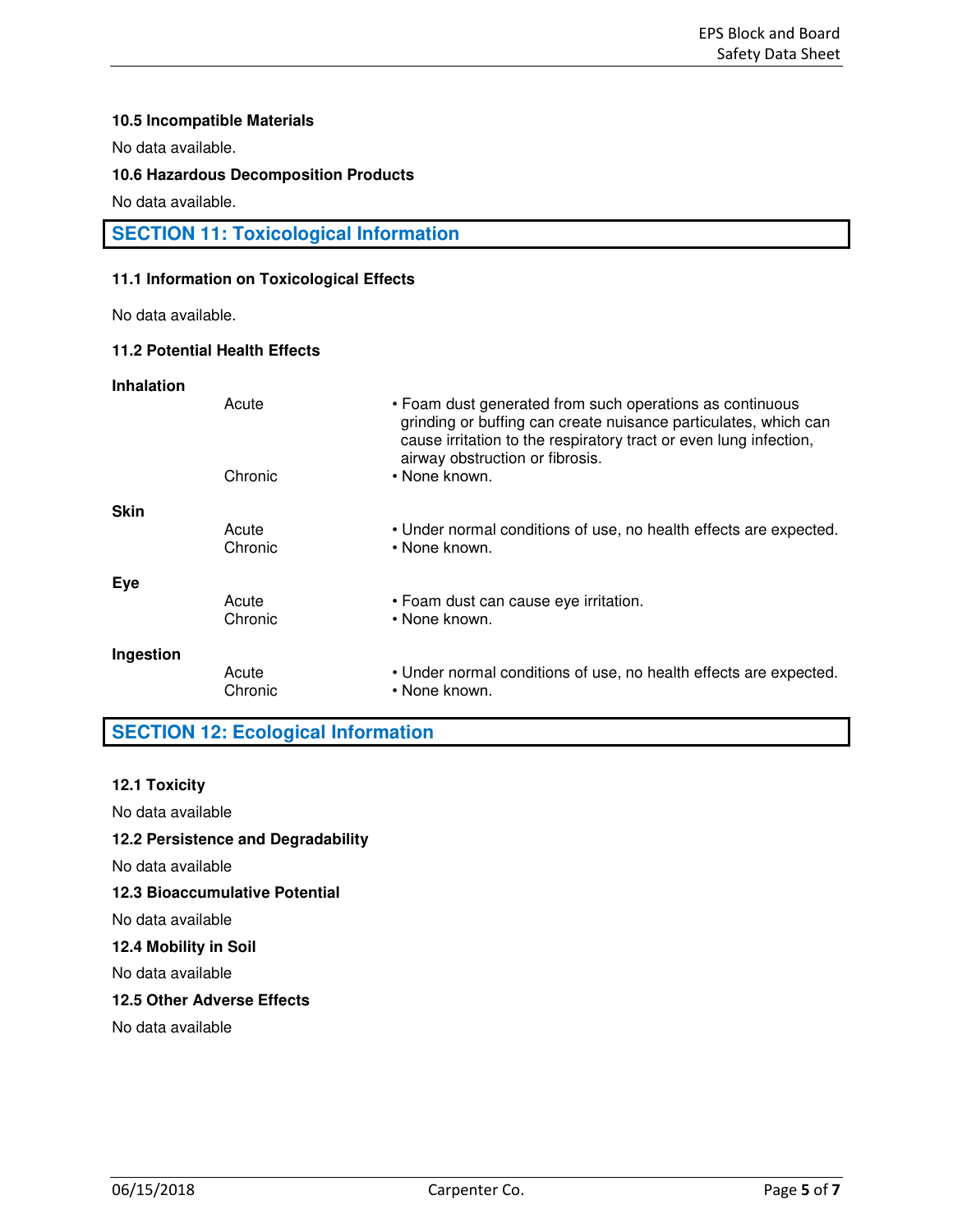**10.5 Incompatible Materials**

No data available.

**10.6 Hazardous Decomposition Products**

No data available.

## SECTION 11: Toxicological Information

**11.1 Information on Toxicological Effects**

No data available.

**11.2 Potential Health Effects**

**Inhalation**

| | | |
|---|---|---|
| | Acute | • Foam dust generated from such operations as continuous grinding or buffing can create nuisance particulates, which can cause irritation to the respiratory tract or even lung infection, airway obstruction or fibrosis. |
| | Chronic | • None known. |

**Skin**

| | | |
|---|---|---|
| | Acute | • Under normal conditions of use, no health effects are expected. |
| | Chronic | • None known. |

**Eye**

| | | |
|---|---|---|
| | Acute | • Foam dust can cause eye irritation. |
| | Chronic | • None known. |

**Ingestion**

| | | |
|---|---|---|
| | Acute | • Under normal conditions of use, no health effects are expected. |
| | Chronic | • None known. |

## SECTION 12: Ecological Information

**12.1 Toxicity**

No data available

**12.2 Persistence and Degradability**

No data available

**12.3 Bioaccumulative Potential**

No data available

**12.4 Mobility in Soil**

No data available

**12.5 Other Adverse Effects**

No data available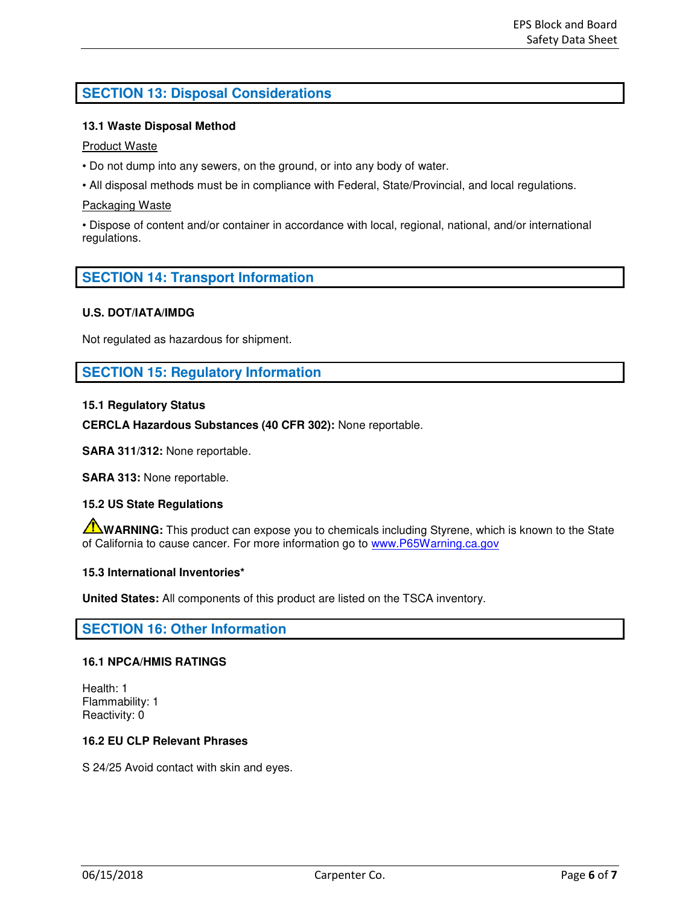## SECTION 13: Disposal Considerations

### 13.1 Waste Disposal Method

Product Waste

- Do not dump into any sewers, on the ground, or into any body of water.
- All disposal methods must be in compliance with Federal, State/Provincial, and local regulations.

Packaging Waste

- Dispose of content and/or container in accordance with local, regional, national, and/or international regulations.

## SECTION 14: Transport Information

### U.S. DOT/IATA/IMDG

Not regulated as hazardous for shipment.

## SECTION 15: Regulatory Information

### 15.1 Regulatory Status

**CERCLA Hazardous Substances (40 CFR 302):** None reportable.

**SARA 311/312:** None reportable.

**SARA 313:** None reportable.

### 15.2 US State Regulations

⚠**WARNING:** This product can expose you to chemicals including Styrene, which is known to the State of California to cause cancer. For more information go to www.P65Warning.ca.gov

### 15.3 International Inventories*

**United States:** All components of this product are listed on the TSCA inventory.

## SECTION 16: Other Information

### 16.1 NPCA/HMIS RATINGS

Health: 1
Flammability: 1
Reactivity: 0

### 16.2 EU CLP Relevant Phrases

S 24/25 Avoid contact with skin and eyes.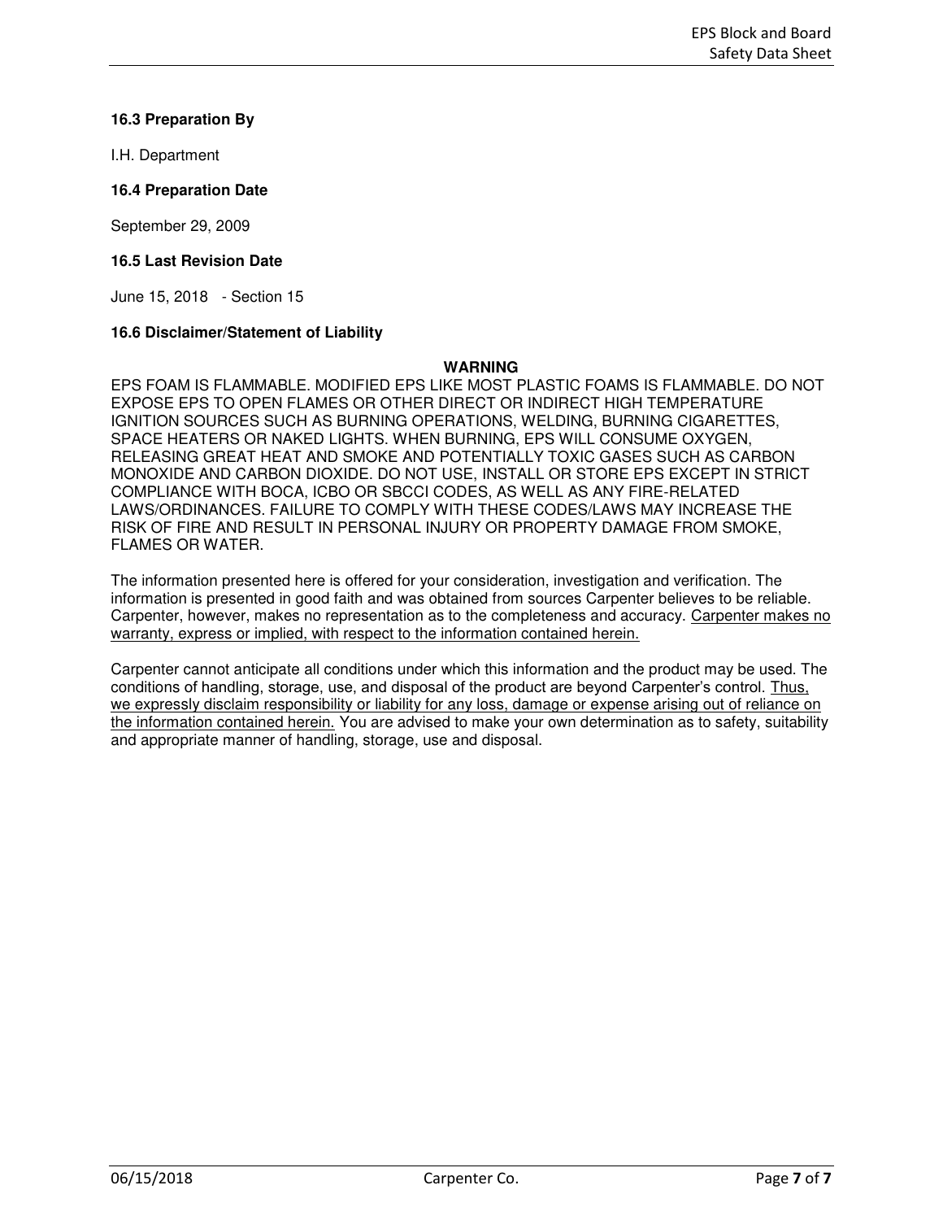**16.3 Preparation By**

I.H. Department

**16.4 Preparation Date**

September 29, 2009

**16.5 Last Revision Date**

June 15, 2018 - Section 15

**16.6 Disclaimer/Statement of Liability**

**WARNING**

EPS FOAM IS FLAMMABLE. MODIFIED EPS LIKE MOST PLASTIC FOAMS IS FLAMMABLE. DO NOT EXPOSE EPS TO OPEN FLAMES OR OTHER DIRECT OR INDIRECT HIGH TEMPERATURE IGNITION SOURCES SUCH AS BURNING OPERATIONS, WELDING, BURNING CIGARETTES, SPACE HEATERS OR NAKED LIGHTS. WHEN BURNING, EPS WILL CONSUME OXYGEN, RELEASING GREAT HEAT AND SMOKE AND POTENTIALLY TOXIC GASES SUCH AS CARBON MONOXIDE AND CARBON DIOXIDE. DO NOT USE, INSTALL OR STORE EPS EXCEPT IN STRICT COMPLIANCE WITH BOCA, ICBO OR SBCCI CODES, AS WELL AS ANY FIRE-RELATED LAWS/ORDINANCES. FAILURE TO COMPLY WITH THESE CODES/LAWS MAY INCREASE THE RISK OF FIRE AND RESULT IN PERSONAL INJURY OR PROPERTY DAMAGE FROM SMOKE, FLAMES OR WATER.

The information presented here is offered for your consideration, investigation and verification. The information is presented in good faith and was obtained from sources Carpenter believes to be reliable. Carpenter, however, makes no representation as to the completeness and accuracy. Carpenter makes no warranty, express or implied, with respect to the information contained herein.

Carpenter cannot anticipate all conditions under which this information and the product may be used. The conditions of handling, storage, use, and disposal of the product are beyond Carpenter's control. Thus, we expressly disclaim responsibility or liability for any loss, damage or expense arising out of reliance on the information contained herein. You are advised to make your own determination as to safety, suitability and appropriate manner of handling, storage, use and disposal.